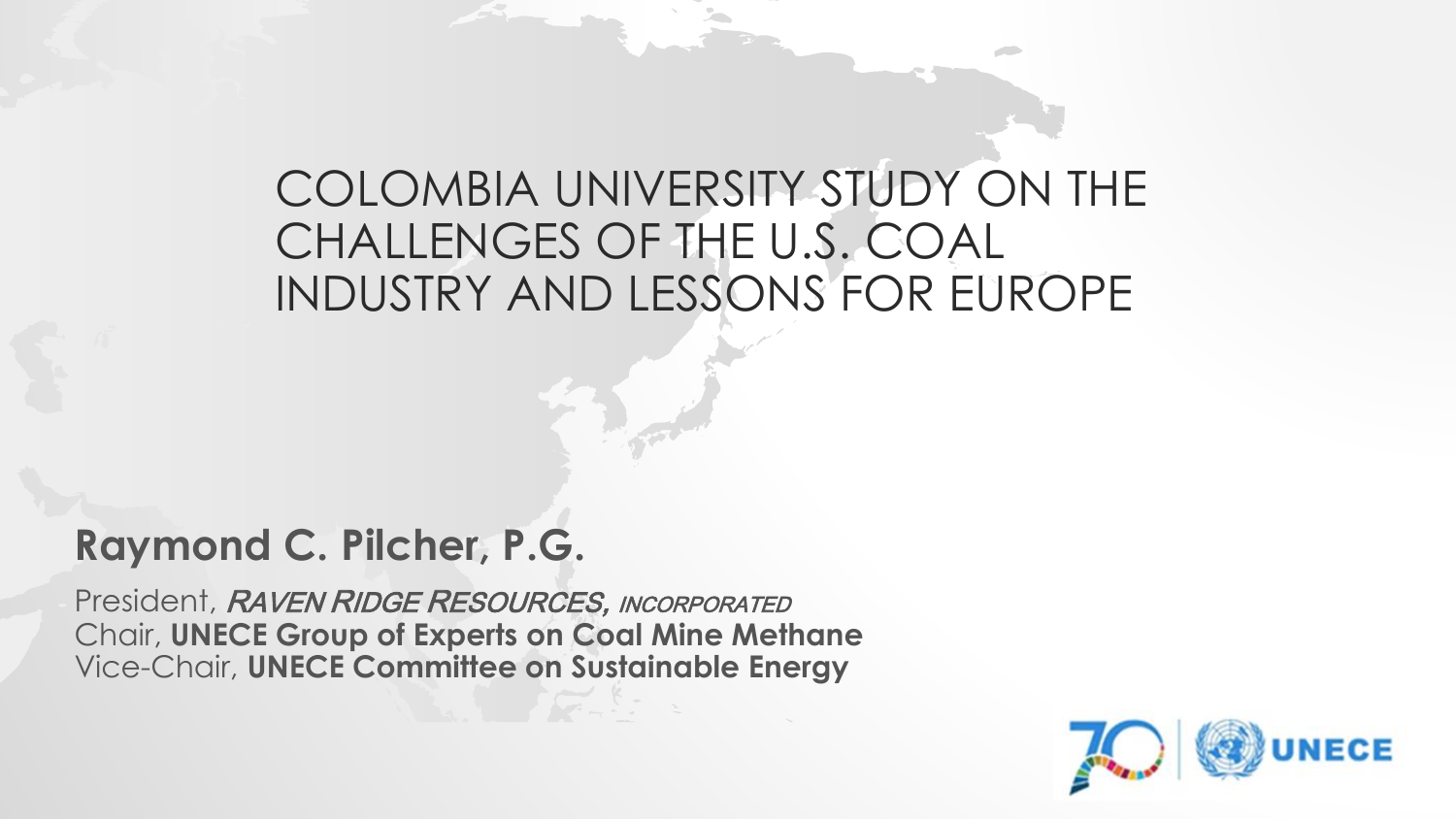# COLOMBIA UNIVERSITY STUDY ON THE CHALLENGES OF THE U.S. COAL INDUSTRY AND LESSONS FOR EUROPE

**Raymond C. Pilcher, P.G.**

President, ***RAVEN RIDGE RESOURCES**, INCORPORATED*
Chair, **UNECE Group of Experts on Coal Mine Methane**
Vice-Chair, **UNECE Committee on Sustainable Energy**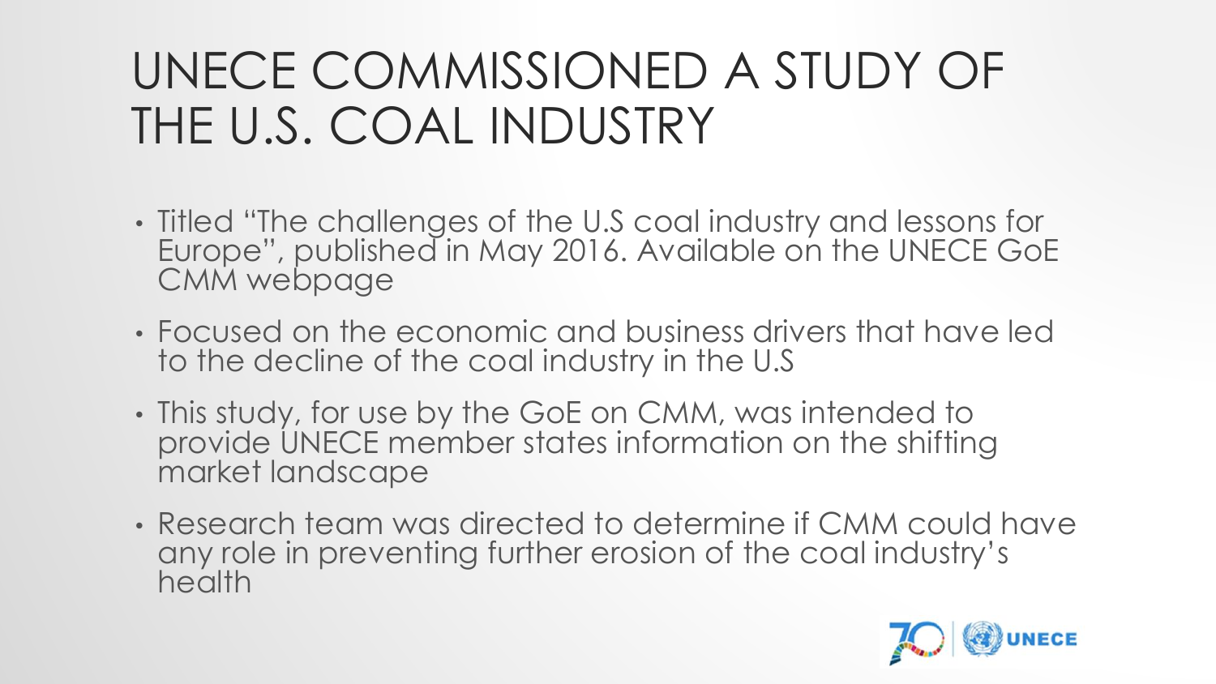# UNECE COMMISSIONED A STUDY OF THE U.S. COAL INDUSTRY

- Titled "The challenges of the U.S coal industry and lessons for Europe", published in May 2016. Available on the UNECE GoE CMM webpage
- Focused on the economic and business drivers that have led to the decline of the coal industry in the U.S
- This study, for use by the GoE on CMM, was intended to provide UNECE member states information on the shifting market landscape
- Research team was directed to determine if CMM could have any role in preventing further erosion of the coal industry's health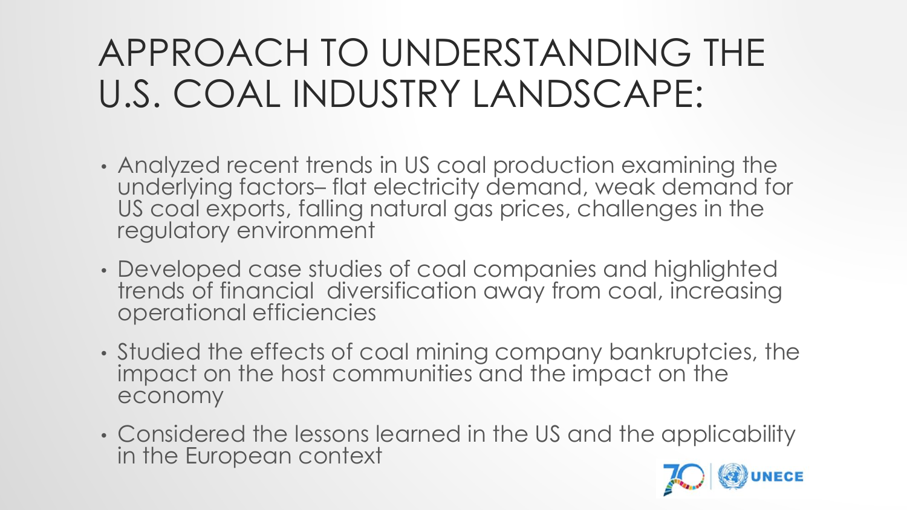# APPROACH TO UNDERSTANDING THE U.S. COAL INDUSTRY LANDSCAPE:

- Analyzed recent trends in US coal production examining the underlying factors– flat electricity demand, weak demand for US coal exports, falling natural gas prices, challenges in the regulatory environment
- Developed case studies of coal companies and highlighted trends of financial diversification away from coal, increasing operational efficiencies
- Studied the effects of coal mining company bankruptcies, the impact on the host communities and the impact on the economy
- Considered the lessons learned in the US and the applicability in the European context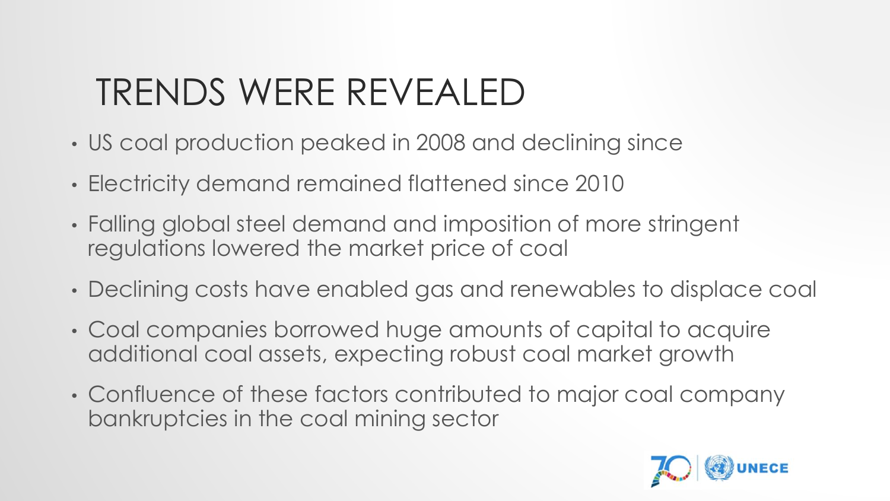# TRENDS WERE REVEALED

- US coal production peaked in 2008 and declining since
- Electricity demand remained flattened since 2010
- Falling global steel demand and imposition of more stringent regulations lowered the market price of coal
- Declining costs have enabled gas and renewables to displace coal
- Coal companies borrowed huge amounts of capital to acquire additional coal assets, expecting robust coal market growth
- Confluence of these factors contributed to major coal company bankruptcies in the coal mining sector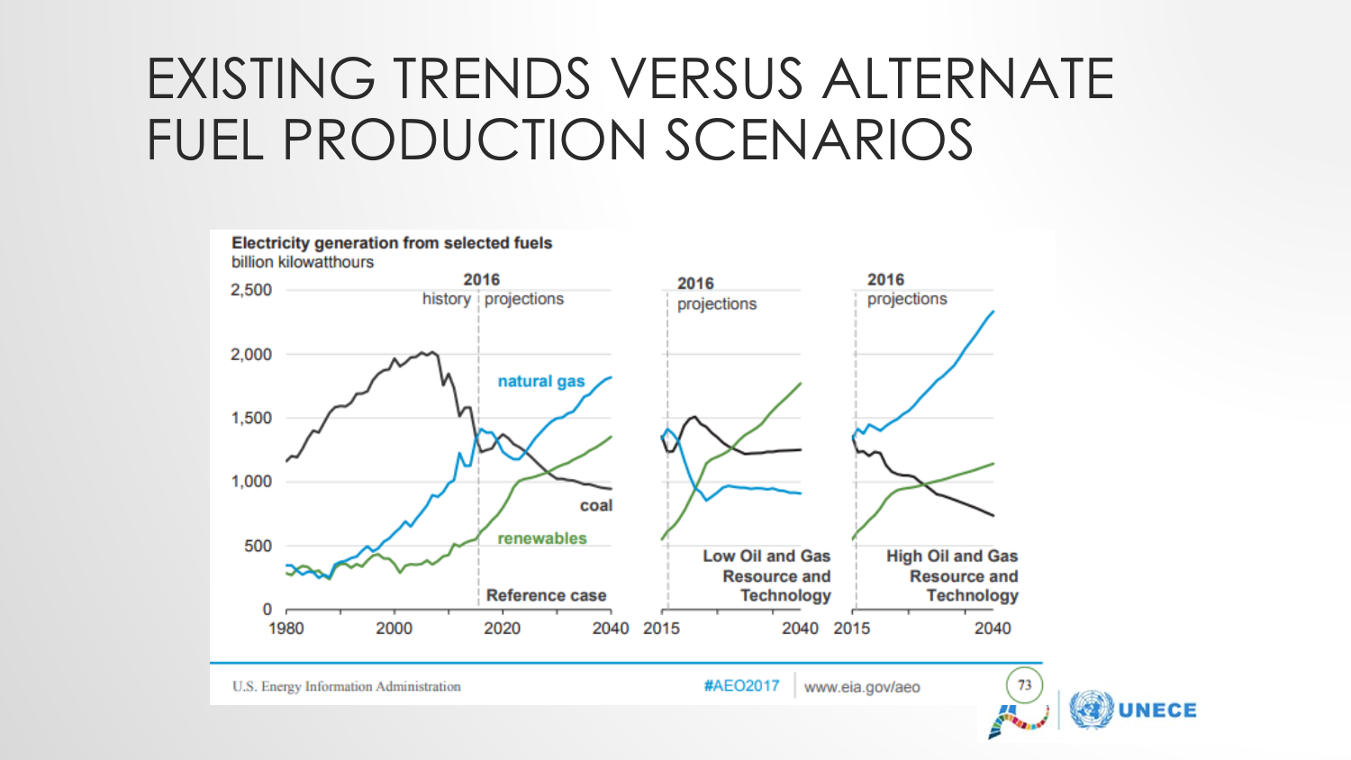# EXISTING TRENDS VERSUS ALTERNATE FUEL PRODUCTION SCENARIOS

**Electricity generation from selected fuels**
billion kilowatthours

2016 history | projections — Reference case (1980–2040): natural gas, coal, renewables

2016 projections — Low Oil and Gas Resource and Technology (2015–2040)

2016 projections — High Oil and Gas Resource and Technology (2015–2040)

U.S. Energy Information Administration | #AEO2017 | www.eia.gov/aeo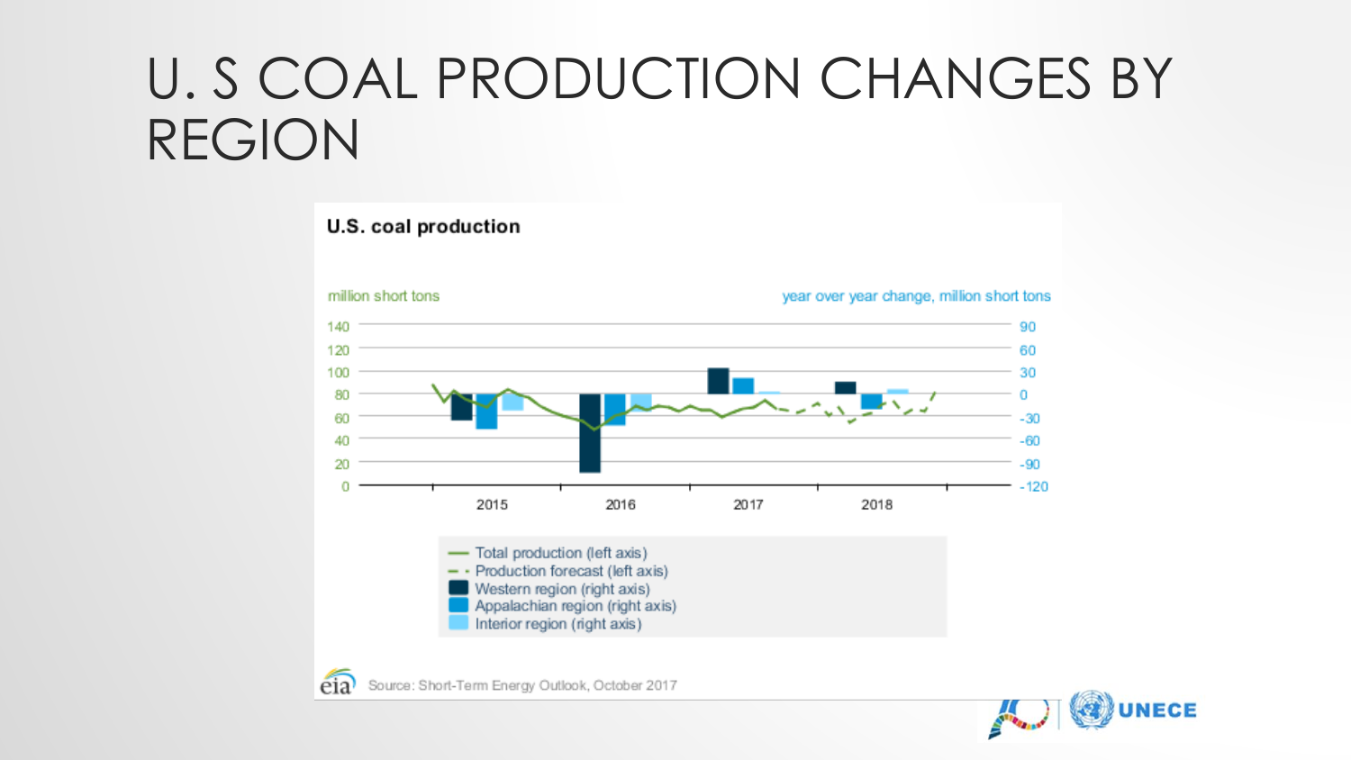# U. S COAL PRODUCTION CHANGES BY REGION

**U.S. coal production**

million short tons

year over year change, million short tons

- Total production (left axis)
- Production forecast (left axis)
- Western region (right axis)
- Appalachian region (right axis)
- Interior region (right axis)

Source: Short-Term Energy Outlook, October 2017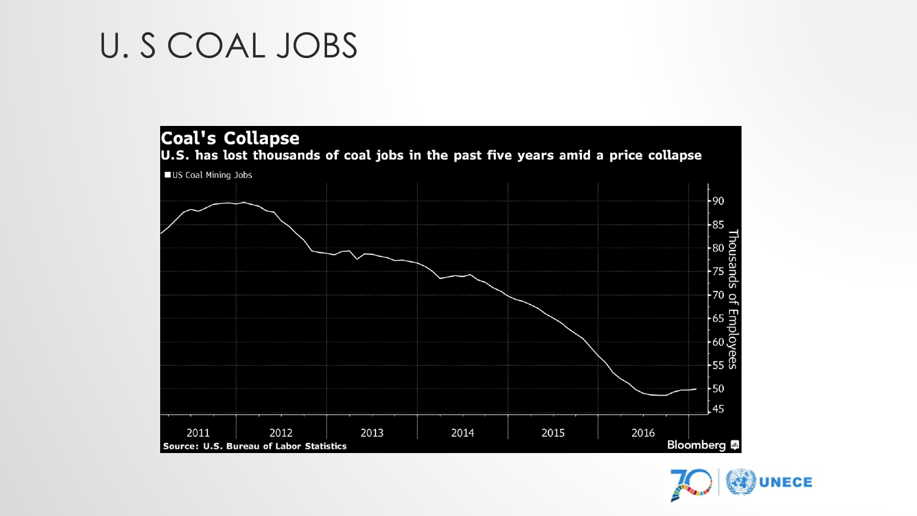# U. S COAL JOBS

**Coal's Collapse**

**U.S. has lost thousands of coal jobs in the past five years amid a price collapse**

US Coal Mining Jobs

Thousands of Employees

90, 85, 80, 75, 70, 65, 60, 55, 50, 45

2011, 2012, 2013, 2014, 2015, 2016

**Source: U.S. Bureau of Labor Statistics**

Bloomberg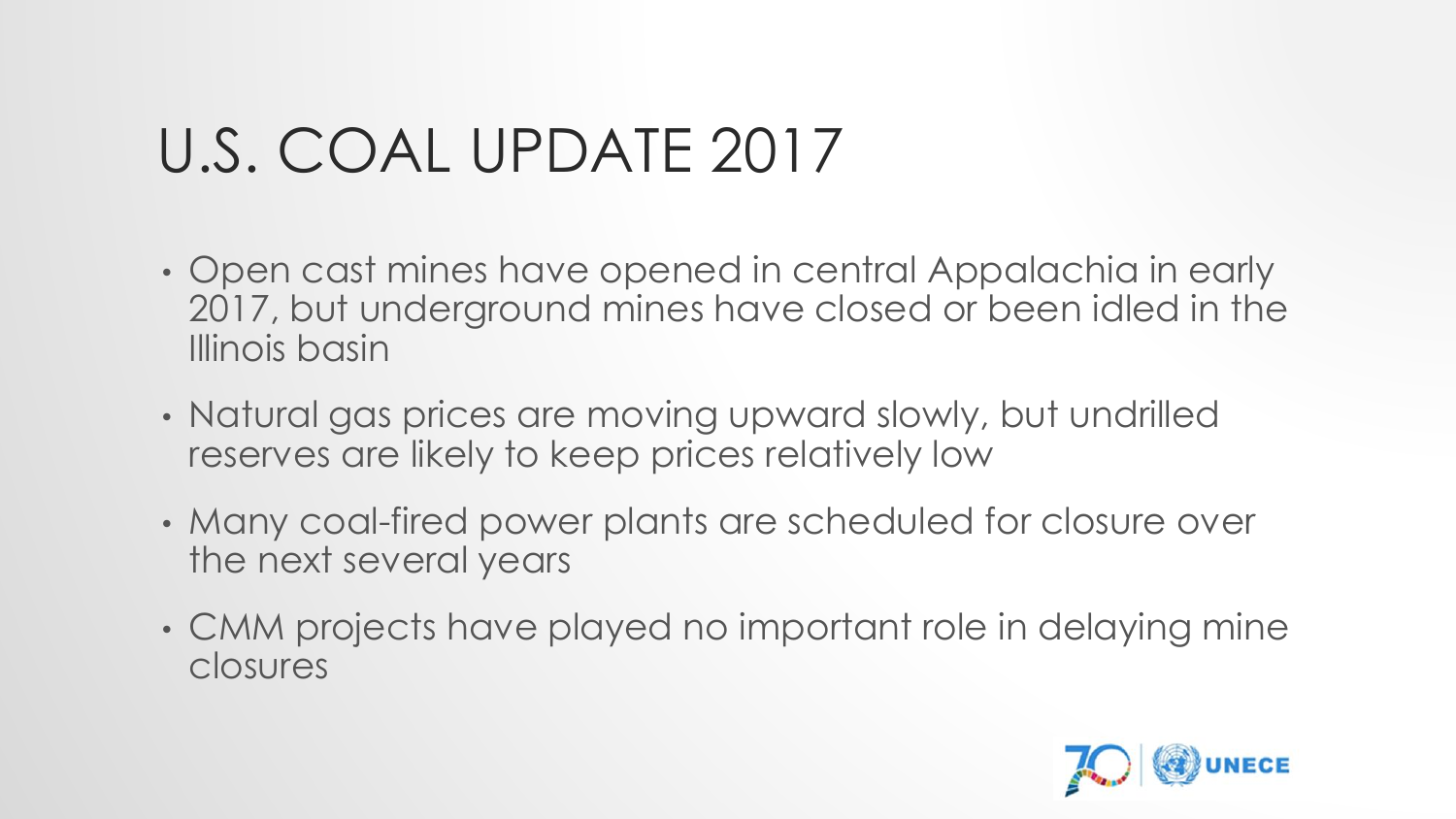# U.S. COAL UPDATE 2017

- Open cast mines have opened in central Appalachia in early 2017, but underground mines have closed or been idled in the Illinois basin
- Natural gas prices are moving upward slowly, but undrilled reserves are likely to keep prices relatively low
- Many coal-fired power plants are scheduled for closure over the next several years
- CMM projects have played no important role in delaying mine closures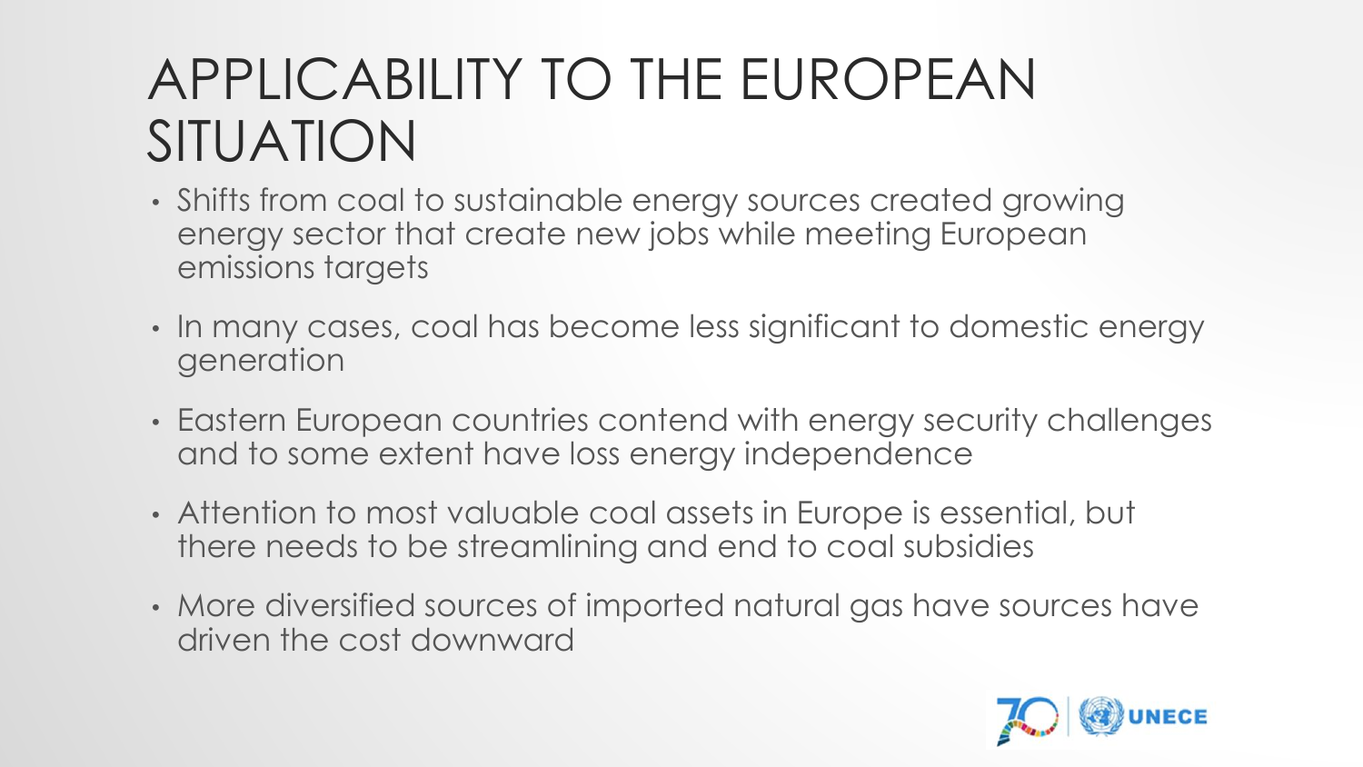# APPLICABILITY TO THE EUROPEAN SITUATION

- Shifts from coal to sustainable energy sources created growing energy sector that create new jobs while meeting European emissions targets
- In many cases, coal has become less significant to domestic energy generation
- Eastern European countries contend with energy security challenges and to some extent have loss energy independence
- Attention to most valuable coal assets in Europe is essential, but there needs to be streamlining and end to coal subsidies
- More diversified sources of imported natural gas have sources have driven the cost downward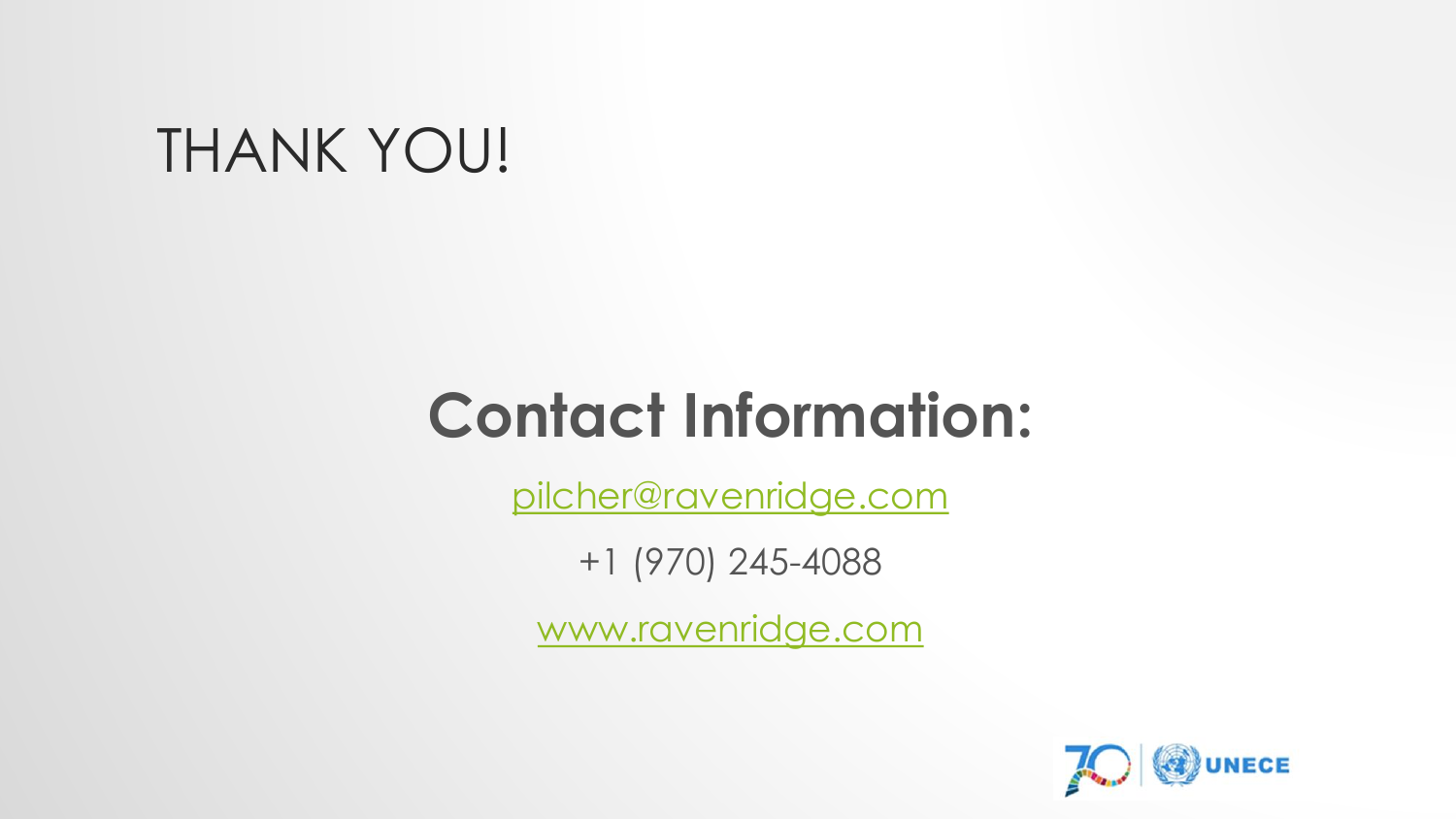# THANK YOU!

## Contact Information:

pilcher@ravenridge.com

+1 (970) 245-4088

www.ravenridge.com